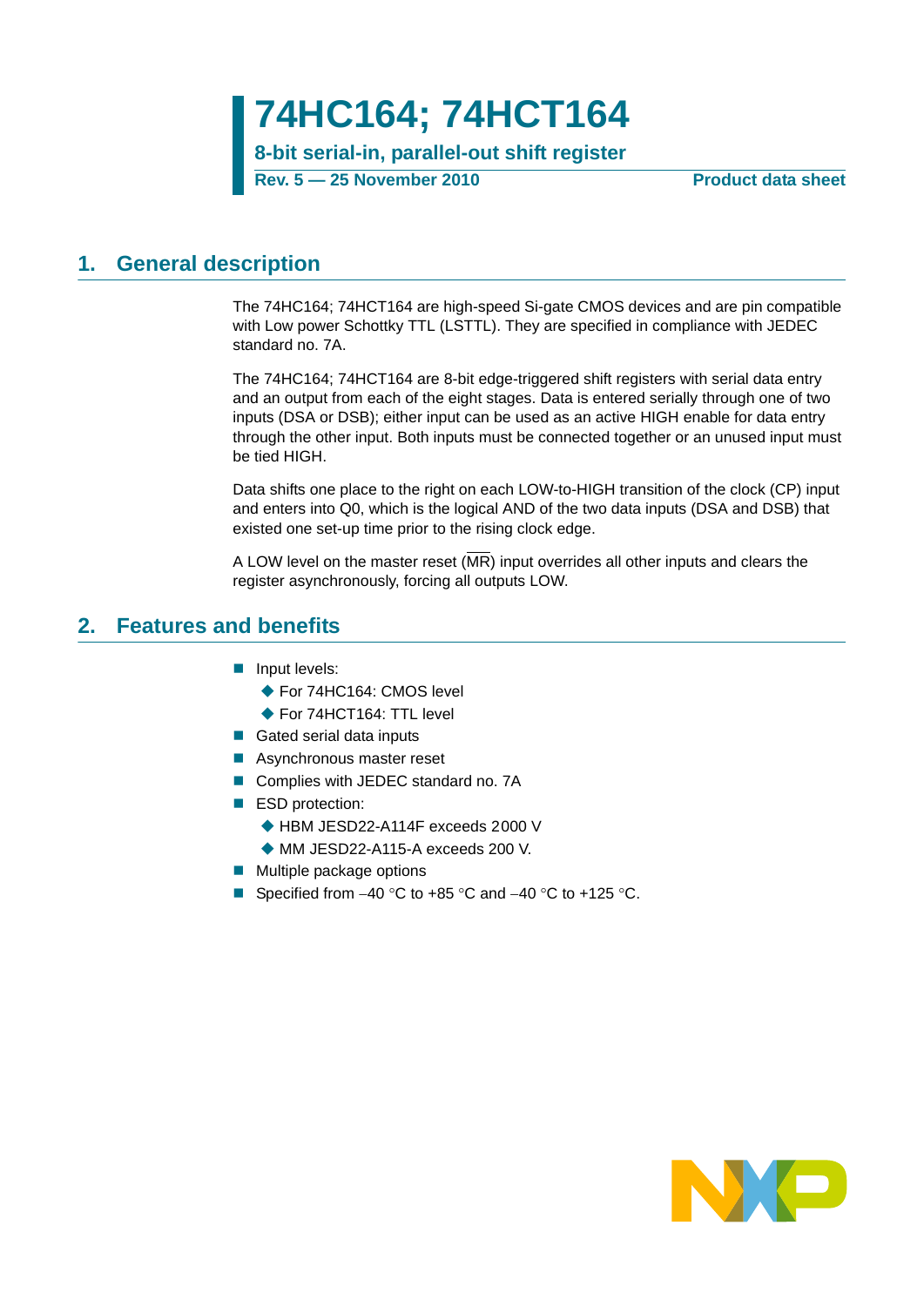# 74HC164; 74HCT164

**8-bit serial-in, parallel-out shift register**

**Rev. 5 — 25 November 2010** **Product data sheet**

## 1. General description

The 74HC164; 74HCT164 are high-speed Si-gate CMOS devices and are pin compatible with Low power Schottky TTL (LSTTL). They are specified in compliance with JEDEC standard no. 7A.

The 74HC164; 74HCT164 are 8-bit edge-triggered shift registers with serial data entry and an output from each of the eight stages. Data is entered serially through one of two inputs (DSA or DSB); either input can be used as an active HIGH enable for data entry through the other input. Both inputs must be connected together or an unused input must be tied HIGH.

Data shifts one place to the right on each LOW-to-HIGH transition of the clock (CP) input and enters into Q0, which is the logical AND of the two data inputs (DSA and DSB) that existed one set-up time prior to the rising clock edge.

A LOW level on the master reset ($\overline{MR}$) input overrides all other inputs and clears the register asynchronously, forcing all outputs LOW.

## 2. Features and benefits

- Input levels:
  - For 74HC164: CMOS level
  - For 74HCT164: TTL level
- Gated serial data inputs
- Asynchronous master reset
- Complies with JEDEC standard no. 7A
- ESD protection:
  - HBM JESD22-A114F exceeds 2000 V
  - MM JESD22-A115-A exceeds 200 V.
- Multiple package options
- Specified from −40 °C to +85 °C and −40 °C to +125 °C.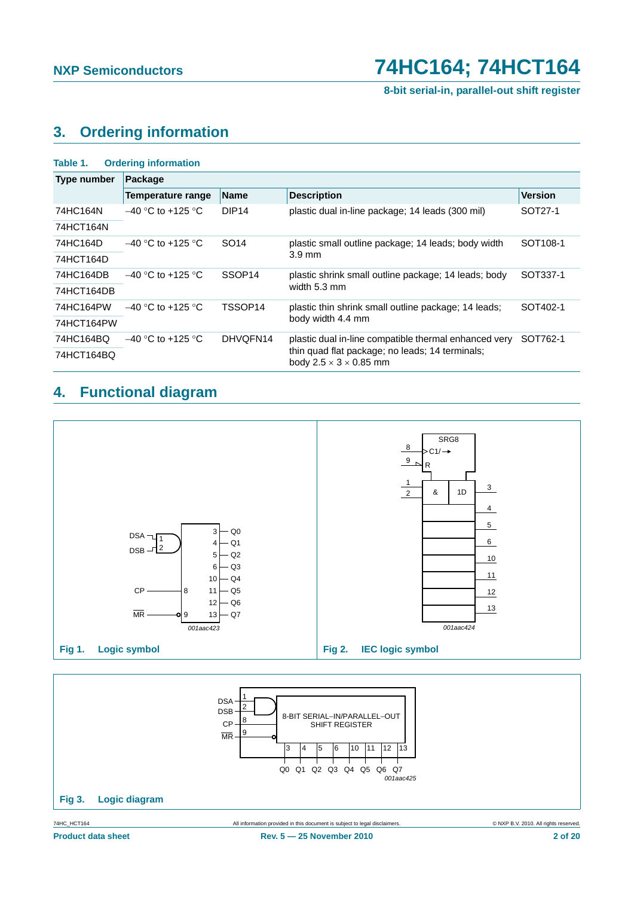## 3. Ordering information

**Table 1. Ordering information**

| Type number | Package | | | |
|---|---|---|---|---|
| | **Temperature range** | **Name** | **Description** | **Version** |
| 74HC164N | –40 °C to +125 °C | DIP14 | plastic dual in-line package; 14 leads (300 mil) | SOT27-1 |
| 74HCT164N | | | | |
| 74HC164D | –40 °C to +125 °C | SO14 | plastic small outline package; 14 leads; body width 3.9 mm | SOT108-1 |
| 74HCT164D | | | | |
| 74HC164DB | –40 °C to +125 °C | SSOP14 | plastic shrink small outline package; 14 leads; body width 5.3 mm | SOT337-1 |
| 74HCT164DB | | | | |
| 74HC164PW | –40 °C to +125 °C | TSSOP14 | plastic thin shrink small outline package; 14 leads; body width 4.4 mm | SOT402-1 |
| 74HCT164PW | | | | |
| 74HC164BQ | –40 °C to +125 °C | DHVQFN14 | plastic dual in-line compatible thermal enhanced very thin quad flat package; no leads; 14 terminals; body 2.5 × 3 × 0.85 mm | SOT762-1 |
| 74HCT164BQ | | | | |

## 4. Functional diagram

**Fig 1. Logic symbol**

**Fig 2. IEC logic symbol**

**Fig 3. Logic diagram**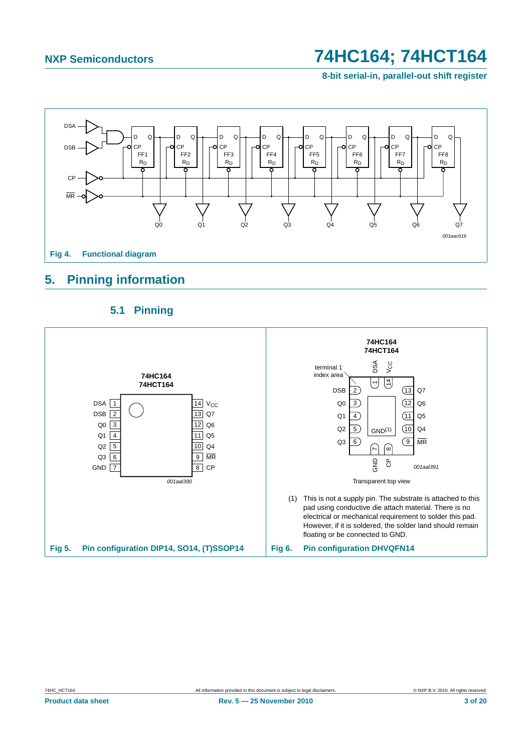Fig 4. Functional diagram

# 5. Pinning information

## 5.1 Pinning

Fig 5. Pin configuration DIP14, SO14, (T)SSOP14

Transparent top view

(1) This is not a supply pin. The substrate is attached to this pad using conductive die attach material. There is no electrical or mechanical requirement to solder this pad. However, if it is soldered, the solder land should remain floating or be connected to GND.

Fig 6. Pin configuration DHVQFN14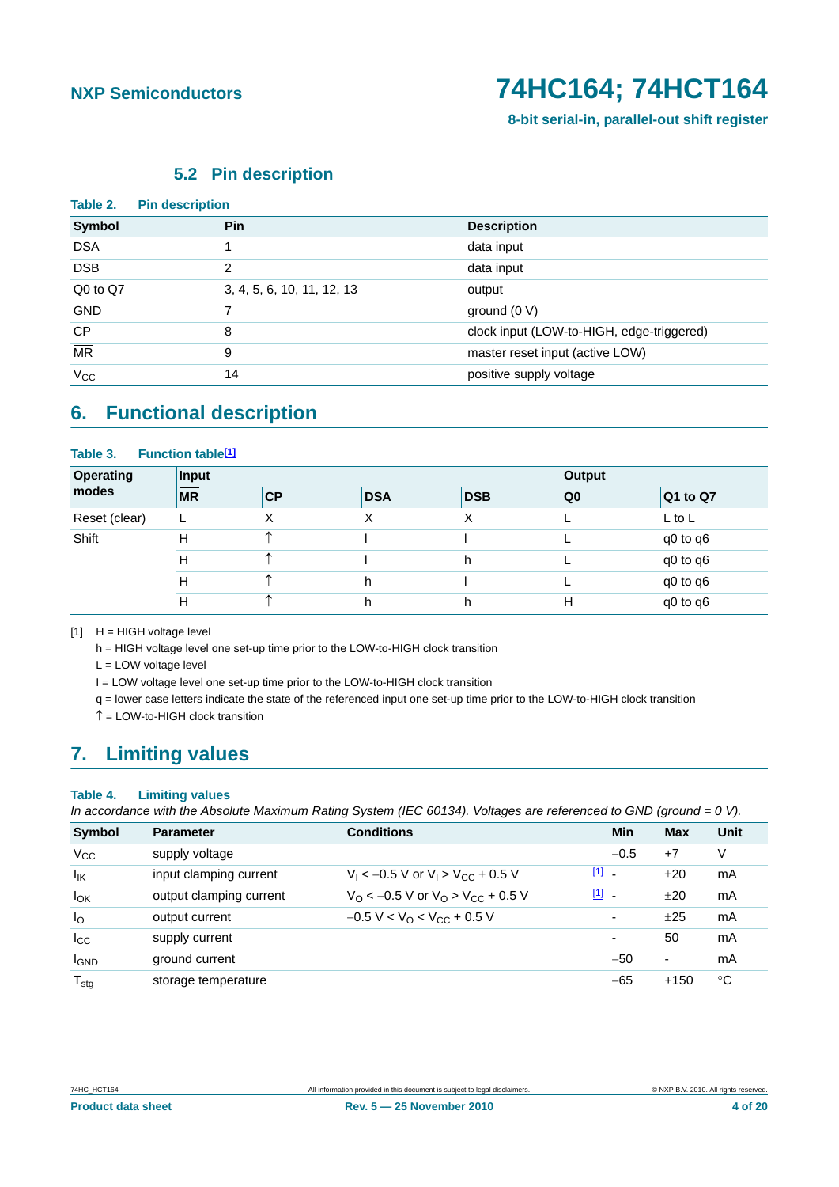### 5.2 Pin description

**Table 2. Pin description**

| Symbol | Pin | Description |
|---|---|---|
| DSA | 1 | data input |
| DSB | 2 | data input |
| Q0 to Q7 | 3, 4, 5, 6, 10, 11, 12, 13 | output |
| GND | 7 | ground (0 V) |
| CP | 8 | clock input (LOW-to-HIGH, edge-triggered) |
| $\overline{MR}$ | 9 | master reset input (active LOW) |
| $V_{CC}$ | 14 | positive supply voltage |

## 6. Functional description

**Table 3. Function table[1]**

| Operating modes | Input | | | | Output | |
|---|---|---|---|---|---|---|
| | $\overline{MR}$ | CP | DSA | DSB | Q0 | Q1 to Q7 |
| Reset (clear) | L | X | X | X | L | L to L |
| Shift | H | ↑ | l | l | L | q0 to q6 |
| | H | ↑ | l | h | L | q0 to q6 |
| | H | ↑ | h | l | L | q0 to q6 |
| | H | ↑ | h | h | H | q0 to q6 |

[1] H = HIGH voltage level

h = HIGH voltage level one set-up time prior to the LOW-to-HIGH clock transition

L = LOW voltage level

l = LOW voltage level one set-up time prior to the LOW-to-HIGH clock transition

q = lower case letters indicate the state of the referenced input one set-up time prior to the LOW-to-HIGH clock transition

↑ = LOW-to-HIGH clock transition

## 7. Limiting values

**Table 4. Limiting values**

*In accordance with the Absolute Maximum Rating System (IEC 60134). Voltages are referenced to GND (ground = 0 V).*

| Symbol | Parameter | Conditions | | Min | Max | Unit |
|---|---|---|---|---|---|---|
| $V_{CC}$ | supply voltage | | | −0.5 | +7 | V |
| $I_{IK}$ | input clamping current | $V_I < -0.5$ V or $V_I > V_{CC} + 0.5$ V | [1] | - | ±20 | mA |
| $I_{OK}$ | output clamping current | $V_O < -0.5$ V or $V_O > V_{CC} + 0.5$ V | [1] | - | ±20 | mA |
| $I_O$ | output current | $-0.5$ V $< V_O < V_{CC} + 0.5$ V | | - | ±25 | mA |
| $I_{CC}$ | supply current | | | - | 50 | mA |
| $I_{GND}$ | ground current | | | −50 | - | mA |
| $T_{stg}$ | storage temperature | | | −65 | +150 | °C |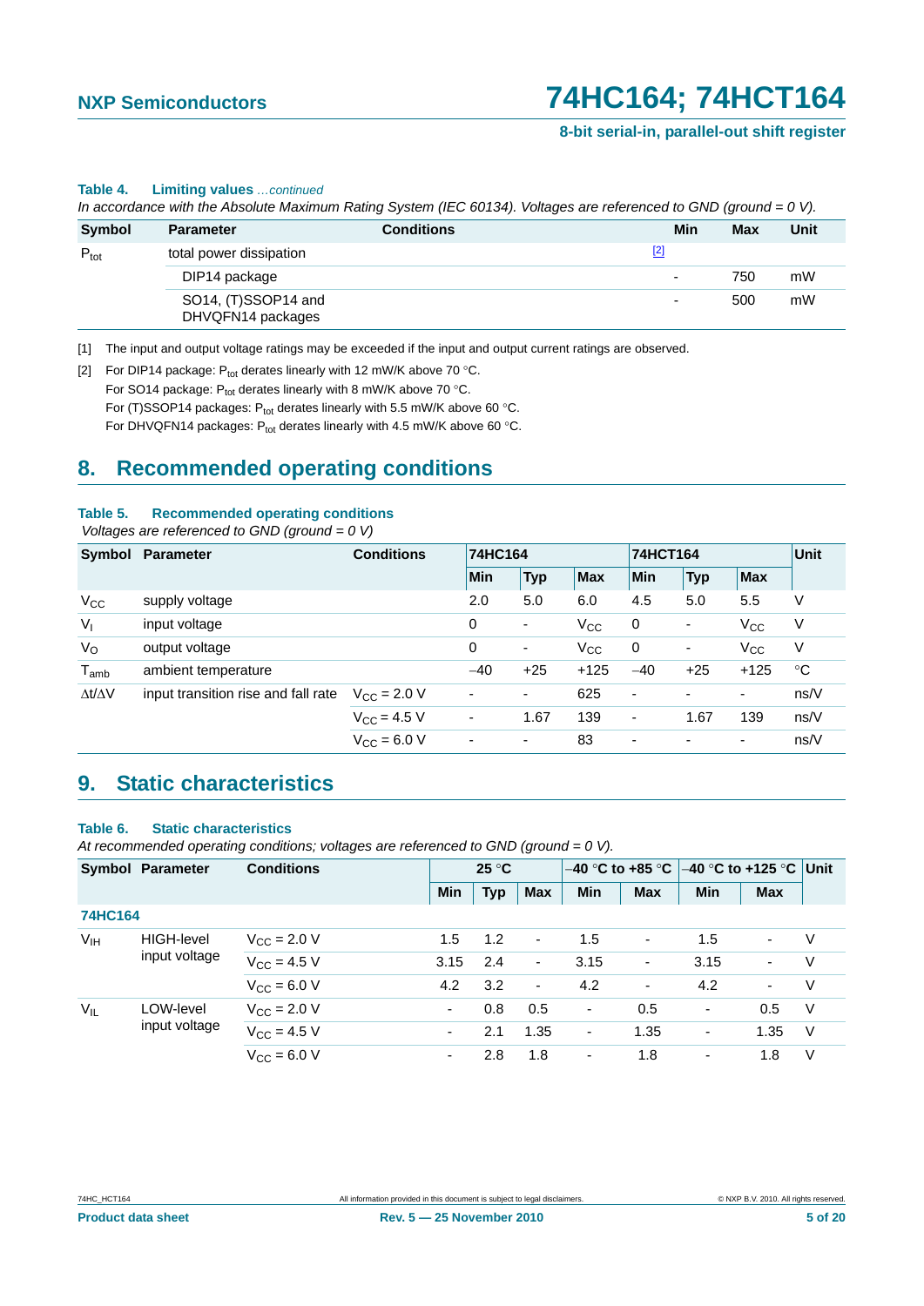**Table 4. Limiting values** *...continued*

*In accordance with the Absolute Maximum Rating System (IEC 60134). Voltages are referenced to GND (ground = 0 V).*

| Symbol | Parameter | Conditions | | Min | Max | Unit |
|---|---|---|---|---|---|---|
| $P_{tot}$ | total power dissipation | | [2] | | | |
| | DIP14 package | | | - | 750 | mW |
| | SO14, (T)SSOP14 and DHVQFN14 packages | | | - | 500 | mW |

[1] The input and output voltage ratings may be exceeded if the input and output current ratings are observed.

[2] For DIP14 package: $P_{tot}$ derates linearly with 12 mW/K above 70 °C.
For SO14 package: $P_{tot}$ derates linearly with 8 mW/K above 70 °C.
For (T)SSOP14 packages: $P_{tot}$ derates linearly with 5.5 mW/K above 60 °C.
For DHVQFN14 packages: $P_{tot}$ derates linearly with 4.5 mW/K above 60 °C.

## 8. Recommended operating conditions

**Table 5. Recommended operating conditions**

*Voltages are referenced to GND (ground = 0 V)*

| Symbol | Parameter | Conditions | 74HC164 | | | 74HCT164 | | | Unit |
|---|---|---|---|---|---|---|---|---|---|
| | | | Min | Typ | Max | Min | Typ | Max | |
| $V_{CC}$ | supply voltage | | 2.0 | 5.0 | 6.0 | 4.5 | 5.0 | 5.5 | V |
| $V_I$ | input voltage | | 0 | - | $V_{CC}$ | 0 | - | $V_{CC}$ | V |
| $V_O$ | output voltage | | 0 | - | $V_{CC}$ | 0 | - | $V_{CC}$ | V |
| $T_{amb}$ | ambient temperature | | −40 | +25 | +125 | −40 | +25 | +125 | °C |
| $\Delta t/\Delta V$ | input transition rise and fall rate | $V_{CC}$ = 2.0 V | - | - | 625 | - | - | - | ns/V |
| | | $V_{CC}$ = 4.5 V | - | 1.67 | 139 | - | 1.67 | 139 | ns/V |
| | | $V_{CC}$ = 6.0 V | - | - | 83 | - | - | - | ns/V |

## 9. Static characteristics

**Table 6. Static characteristics**

*At recommended operating conditions; voltages are referenced to GND (ground = 0 V).*

| Symbol | Parameter | Conditions | 25 °C | | | −40 °C to +85 °C | | −40 °C to +125 °C | | Unit |
|---|---|---|---|---|---|---|---|---|---|---|
| | | | Min | Typ | Max | Min | Max | Min | Max | |
| **74HC164** | | | | | | | | | | |
| $V_{IH}$ | HIGH-level input voltage | $V_{CC}$ = 2.0 V | 1.5 | 1.2 | - | 1.5 | - | 1.5 | - | V |
| | | $V_{CC}$ = 4.5 V | 3.15 | 2.4 | - | 3.15 | - | 3.15 | - | V |
| | | $V_{CC}$ = 6.0 V | 4.2 | 3.2 | - | 4.2 | - | 4.2 | - | V |
| $V_{IL}$ | LOW-level input voltage | $V_{CC}$ = 2.0 V | - | 0.8 | 0.5 | - | 0.5 | - | 0.5 | V |
| | | $V_{CC}$ = 4.5 V | - | 2.1 | 1.35 | - | 1.35 | - | 1.35 | V |
| | | $V_{CC}$ = 6.0 V | - | 2.8 | 1.8 | - | 1.8 | - | 1.8 | V |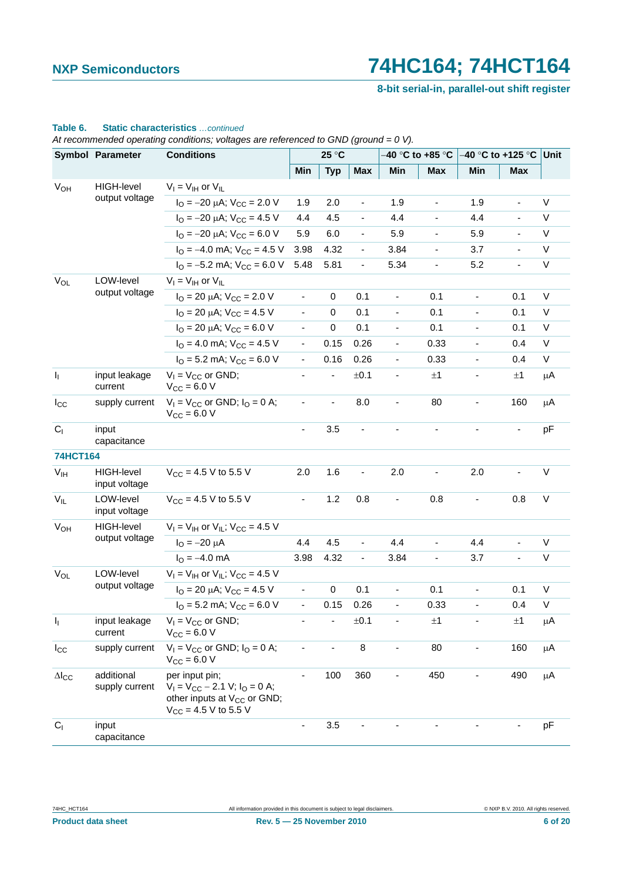**Table 6. Static characteristics** *...continued*

*At recommended operating conditions; voltages are referenced to GND (ground = 0 V).*

| Symbol | Parameter | Conditions | 25 °C | | | −40 °C to +85 °C | | −40 °C to +125 °C | | Unit |
|---|---|---|---|---|---|---|---|---|---|---|
| | | | Min | Typ | Max | Min | Max | Min | Max | |
| $V_{OH}$ | HIGH-level output voltage | $V_I = V_{IH}$ or $V_{IL}$ | | | | | | | | |
| | | $I_O = -20$ μA; $V_{CC} = 2.0$ V | 1.9 | 2.0 | - | 1.9 | - | 1.9 | - | V |
| | | $I_O = -20$ μA; $V_{CC} = 4.5$ V | 4.4 | 4.5 | - | 4.4 | - | 4.4 | - | V |
| | | $I_O = -20$ μA; $V_{CC} = 6.0$ V | 5.9 | 6.0 | - | 5.9 | - | 5.9 | - | V |
| | | $I_O = -4.0$ mA; $V_{CC} = 4.5$ V | 3.98 | 4.32 | - | 3.84 | - | 3.7 | - | V |
| | | $I_O = -5.2$ mA; $V_{CC} = 6.0$ V | 5.48 | 5.81 | - | 5.34 | - | 5.2 | - | V |
| $V_{OL}$ | LOW-level output voltage | $V_I = V_{IH}$ or $V_{IL}$ | | | | | | | | |
| | | $I_O = 20$ μA; $V_{CC} = 2.0$ V | - | 0 | 0.1 | - | 0.1 | - | 0.1 | V |
| | | $I_O = 20$ μA; $V_{CC} = 4.5$ V | - | 0 | 0.1 | - | 0.1 | - | 0.1 | V |
| | | $I_O = 20$ μA; $V_{CC} = 6.0$ V | - | 0 | 0.1 | - | 0.1 | - | 0.1 | V |
| | | $I_O = 4.0$ mA; $V_{CC} = 4.5$ V | - | 0.15 | 0.26 | - | 0.33 | - | 0.4 | V |
| | | $I_O = 5.2$ mA; $V_{CC} = 6.0$ V | - | 0.16 | 0.26 | - | 0.33 | - | 0.4 | V |
| $I_I$ | input leakage current | $V_I = V_{CC}$ or GND; $V_{CC} = 6.0$ V | - | - | ±0.1 | - | ±1 | - | ±1 | μA |
| $I_{CC}$ | supply current | $V_I = V_{CC}$ or GND; $I_O = 0$ A; $V_{CC} = 6.0$ V | - | - | 8.0 | - | 80 | - | 160 | μA |
| $C_I$ | input capacitance | | - | 3.5 | - | - | - | - | - | pF |
| **74HCT164** | | | | | | | | | | |
| $V_{IH}$ | HIGH-level input voltage | $V_{CC} = 4.5$ V to 5.5 V | 2.0 | 1.6 | - | 2.0 | - | 2.0 | - | V |
| $V_{IL}$ | LOW-level input voltage | $V_{CC} = 4.5$ V to 5.5 V | - | 1.2 | 0.8 | - | 0.8 | - | 0.8 | V |
| $V_{OH}$ | HIGH-level output voltage | $V_I = V_{IH}$ or $V_{IL}$; $V_{CC} = 4.5$ V | | | | | | | | |
| | | $I_O = -20$ μA | 4.4 | 4.5 | - | 4.4 | - | 4.4 | - | V |
| | | $I_O = -4.0$ mA | 3.98 | 4.32 | - | 3.84 | - | 3.7 | - | V |
| $V_{OL}$ | LOW-level output voltage | $V_I = V_{IH}$ or $V_{IL}$; $V_{CC} = 4.5$ V | | | | | | | | |
| | | $I_O = 20$ μA; $V_{CC} = 4.5$ V | - | 0 | 0.1 | - | 0.1 | - | 0.1 | V |
| | | $I_O = 5.2$ mA; $V_{CC} = 6.0$ V | - | 0.15 | 0.26 | - | 0.33 | - | 0.4 | V |
| $I_I$ | input leakage current | $V_I = V_{CC}$ or GND; $V_{CC} = 6.0$ V | - | - | ±0.1 | - | ±1 | - | ±1 | μA |
| $I_{CC}$ | supply current | $V_I = V_{CC}$ or GND; $I_O = 0$ A; $V_{CC} = 6.0$ V | - | - | 8 | - | 80 | - | 160 | μA |
| $\Delta I_{CC}$ | additional supply current | per input pin; $V_I = V_{CC} - 2.1$ V; $I_O = 0$ A; other inputs at $V_{CC}$ or GND; $V_{CC} = 4.5$ V to 5.5 V | - | 100 | 360 | - | 450 | - | 490 | μA |
| $C_I$ | input capacitance | | - | 3.5 | - | - | - | - | - | pF |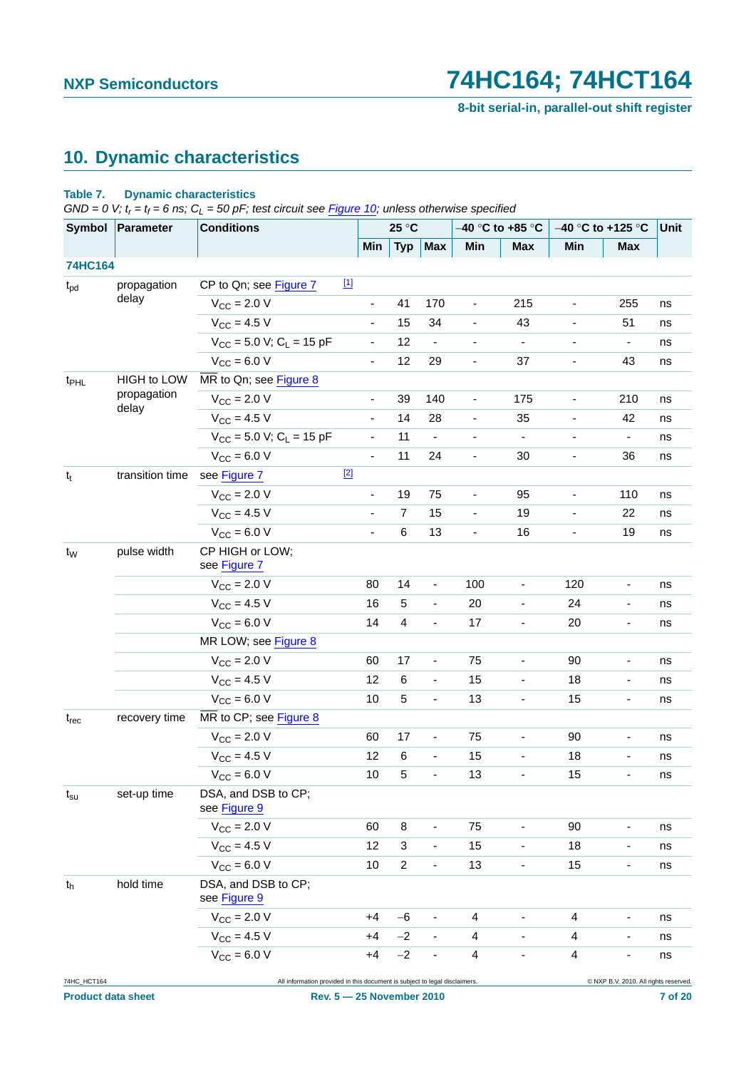## 10. Dynamic characteristics

**Table 7. Dynamic characteristics**

*GND = 0 V; $t_r = t_f = 6$ ns; $C_L = 50$ pF; test circuit see Figure 10; unless otherwise specified*

| Symbol | Parameter | Conditions | | 25 °C | | −40 °C to +85 °C | | −40 °C to +125 °C | | Unit |
|---|---|---|---|---|---|---|---|---|---|---|
| | | | Min | Typ | Max | Min | Max | Min | Max | |
| **74HC164** | | | | | | | | | | |
| $t_{pd}$ | propagation delay | CP to Qn; see Figure 7 [1] | | | | | | | | |
| | | $V_{CC} = 2.0$ V | - | 41 | 170 | - | 215 | - | 255 | ns |
| | | $V_{CC} = 4.5$ V | - | 15 | 34 | - | 43 | - | 51 | ns |
| | | $V_{CC} = 5.0$ V; $C_L = 15$ pF | - | 12 | - | - | - | - | - | ns |
| | | $V_{CC} = 6.0$ V | - | 12 | 29 | - | 37 | - | 43 | ns |
| $t_{PHL}$ | HIGH to LOW propagation delay | $\overline{MR}$ to Qn; see Figure 8 | | | | | | | | |
| | | $V_{CC} = 2.0$ V | - | 39 | 140 | - | 175 | - | 210 | ns |
| | | $V_{CC} = 4.5$ V | - | 14 | 28 | - | 35 | - | 42 | ns |
| | | $V_{CC} = 5.0$ V; $C_L = 15$ pF | - | 11 | - | - | - | - | - | ns |
| | | $V_{CC} = 6.0$ V | - | 11 | 24 | - | 30 | - | 36 | ns |
| $t_t$ | transition time | see Figure 7 [2] | | | | | | | | |
| | | $V_{CC} = 2.0$ V | - | 19 | 75 | - | 95 | - | 110 | ns |
| | | $V_{CC} = 4.5$ V | - | 7 | 15 | - | 19 | - | 22 | ns |
| | | $V_{CC} = 6.0$ V | - | 6 | 13 | - | 16 | - | 19 | ns |
| $t_W$ | pulse width | CP HIGH or LOW; see Figure 7 | | | | | | | | |
| | | $V_{CC} = 2.0$ V | 80 | 14 | - | 100 | - | 120 | - | ns |
| | | $V_{CC} = 4.5$ V | 16 | 5 | - | 20 | - | 24 | - | ns |
| | | $V_{CC} = 6.0$ V | 14 | 4 | - | 17 | - | 20 | - | ns |
| | | MR LOW; see Figure 8 | | | | | | | | |
| | | $V_{CC} = 2.0$ V | 60 | 17 | - | 75 | - | 90 | - | ns |
| | | $V_{CC} = 4.5$ V | 12 | 6 | - | 15 | - | 18 | - | ns |
| | | $V_{CC} = 6.0$ V | 10 | 5 | - | 13 | - | 15 | - | ns |
| $t_{rec}$ | recovery time | $\overline{MR}$ to CP; see Figure 8 | | | | | | | | |
| | | $V_{CC} = 2.0$ V | 60 | 17 | - | 75 | - | 90 | - | ns |
| | | $V_{CC} = 4.5$ V | 12 | 6 | - | 15 | - | 18 | - | ns |
| | | $V_{CC} = 6.0$ V | 10 | 5 | - | 13 | - | 15 | - | ns |
| $t_{su}$ | set-up time | DSA, and DSB to CP; see Figure 9 | | | | | | | | |
| | | $V_{CC} = 2.0$ V | 60 | 8 | - | 75 | - | 90 | - | ns |
| | | $V_{CC} = 4.5$ V | 12 | 3 | - | 15 | - | 18 | - | ns |
| | | $V_{CC} = 6.0$ V | 10 | 2 | - | 13 | - | 15 | - | ns |
| $t_h$ | hold time | DSA, and DSB to CP; see Figure 9 | | | | | | | | |
| | | $V_{CC} = 2.0$ V | +4 | −6 | - | 4 | - | 4 | - | ns |
| | | $V_{CC} = 4.5$ V | +4 | −2 | - | 4 | - | 4 | - | ns |
| | | $V_{CC} = 6.0$ V | +4 | −2 | - | 4 | - | 4 | - | ns |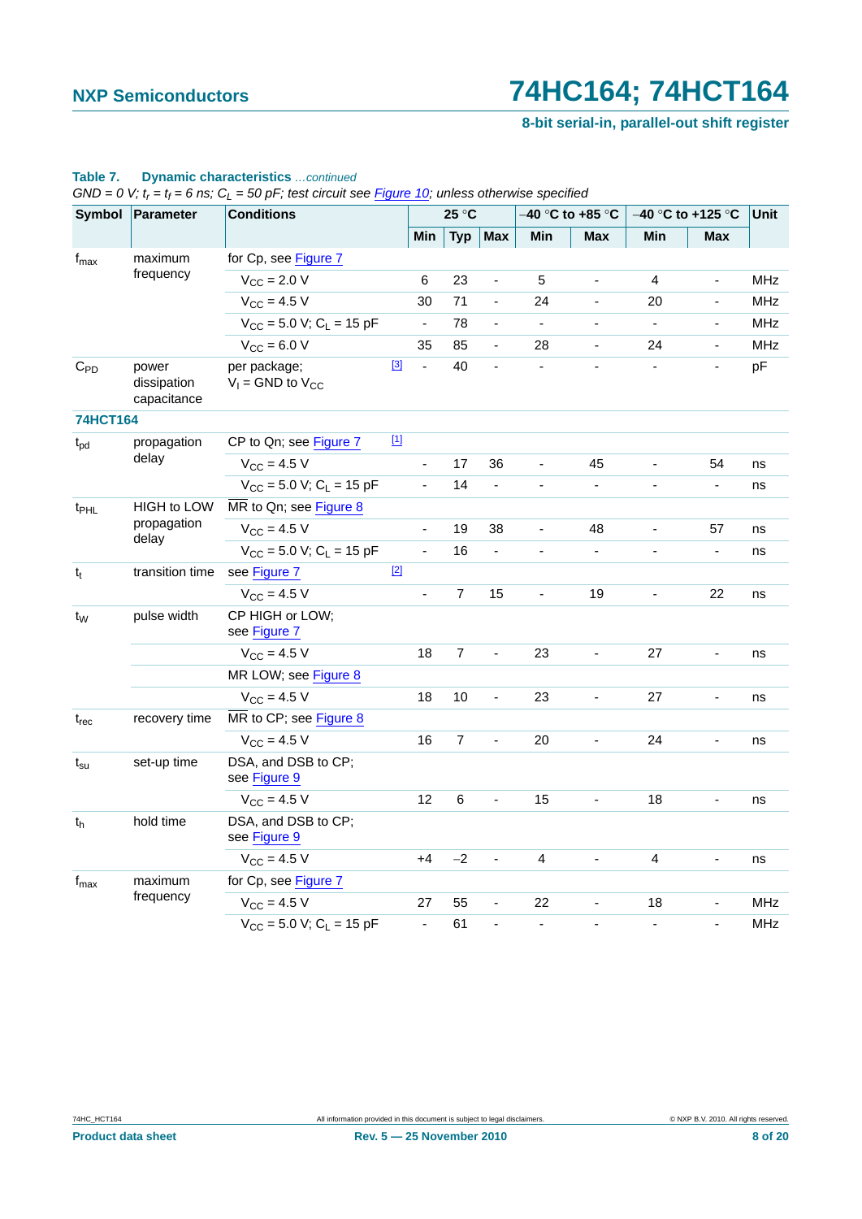**Table 7. Dynamic characteristics** *...continued*

*GND = 0 V; $t_r$ = $t_f$ = 6 ns; $C_L$ = 50 pF; test circuit see Figure 10; unless otherwise specified*

| Symbol | Parameter | Conditions | | 25 °C | | | −40 °C to +85 °C | | −40 °C to +125 °C | | Unit |
|---|---|---|---|---|---|---|---|---|---|---|---|
| | | | | Min | Typ | Max | Min | Max | Min | Max | |
| $f_{max}$ | maximum frequency | for Cp, see Figure 7 | | | | | | | | | |
| | | $V_{CC}$ = 2.0 V | | 6 | 23 | - | 5 | - | 4 | - | MHz |
| | | $V_{CC}$ = 4.5 V | | 30 | 71 | - | 24 | - | 20 | - | MHz |
| | | $V_{CC}$ = 5.0 V; $C_L$ = 15 pF | | - | 78 | - | - | - | - | - | MHz |
| | | $V_{CC}$ = 6.0 V | | 35 | 85 | - | 28 | - | 24 | - | MHz |
| $C_{PD}$ | power dissipation capacitance | per package; $V_I$ = GND to $V_{CC}$ | [3] | - | 40 | - | - | - | - | - | pF |
| **74HCT164** | | | | | | | | | | | |
| $t_{pd}$ | propagation delay | CP to Qn; see Figure 7 | [1] | | | | | | | | |
| | | $V_{CC}$ = 4.5 V | | - | 17 | 36 | - | 45 | - | 54 | ns |
| | | $V_{CC}$ = 5.0 V; $C_L$ = 15 pF | | - | 14 | - | - | - | - | - | ns |
| $t_{PHL}$ | HIGH to LOW propagation delay | $\overline{MR}$ to Qn; see Figure 8 | | | | | | | | | |
| | | $V_{CC}$ = 4.5 V | | - | 19 | 38 | - | 48 | - | 57 | ns |
| | | $V_{CC}$ = 5.0 V; $C_L$ = 15 pF | | - | 16 | - | - | - | - | - | ns |
| $t_t$ | transition time | see Figure 7 | [2] | | | | | | | | |
| | | $V_{CC}$ = 4.5 V | | - | 7 | 15 | - | 19 | - | 22 | ns |
| $t_W$ | pulse width | CP HIGH or LOW; see Figure 7 | | | | | | | | | |
| | | $V_{CC}$ = 4.5 V | | 18 | 7 | - | 23 | - | 27 | - | ns |
| | | MR LOW; see Figure 8 | | | | | | | | | |
| | | $V_{CC}$ = 4.5 V | | 18 | 10 | - | 23 | - | 27 | - | ns |
| $t_{rec}$ | recovery time | $\overline{MR}$ to CP; see Figure 8 | | | | | | | | | |
| | | $V_{CC}$ = 4.5 V | | 16 | 7 | - | 20 | - | 24 | - | ns |
| $t_{su}$ | set-up time | DSA, and DSB to CP; see Figure 9 | | | | | | | | | |
| | | $V_{CC}$ = 4.5 V | | 12 | 6 | - | 15 | - | 18 | - | ns |
| $t_h$ | hold time | DSA, and DSB to CP; see Figure 9 | | | | | | | | | |
| | | $V_{CC}$ = 4.5 V | | +4 | −2 | - | 4 | - | 4 | - | ns |
| $f_{max}$ | maximum frequency | for Cp, see Figure 7 | | | | | | | | | |
| | | $V_{CC}$ = 4.5 V | | 27 | 55 | - | 22 | - | 18 | - | MHz |
| | | $V_{CC}$ = 5.0 V; $C_L$ = 15 pF | | - | 61 | - | - | - | - | - | MHz |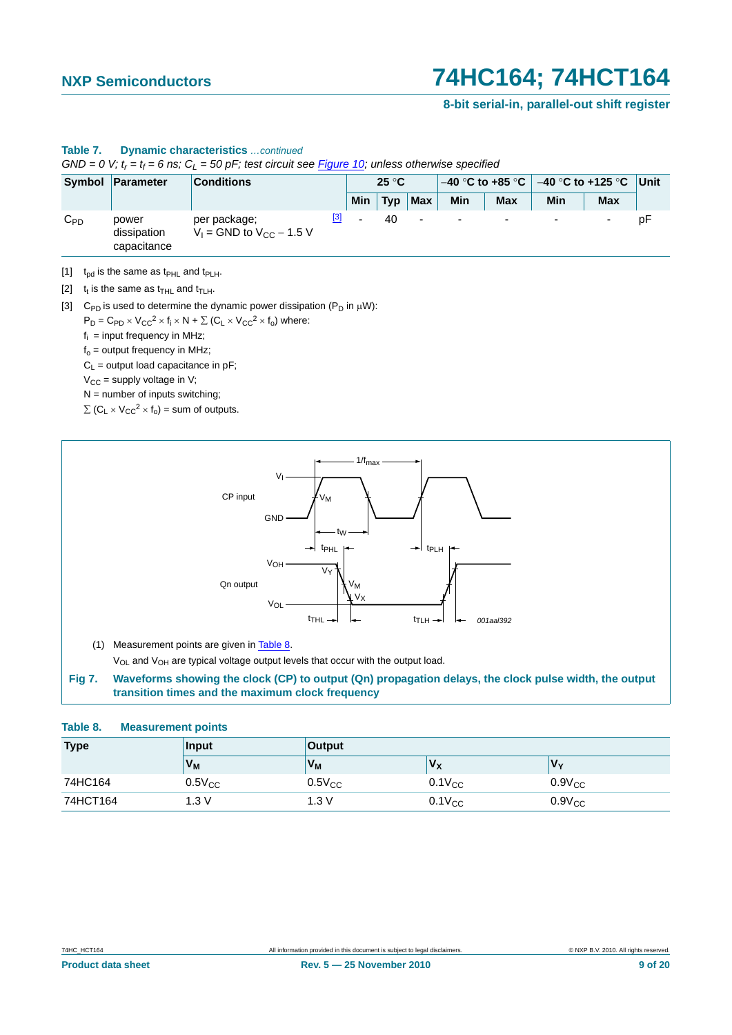**Table 7. Dynamic characteristics** *...continued*

*GND = 0 V; $t_r$ = $t_f$ = 6 ns; $C_L$ = 50 pF; test circuit see Figure 10; unless otherwise specified*

| Symbol | Parameter | Conditions | 25 °C | | | −40 °C to +85 °C | | −40 °C to +125 °C | | Unit |
|---|---|---|---|---|---|---|---|---|---|---|
| | | | Min | Typ | Max | Min | Max | Min | Max | |
| $C_{PD}$ | power dissipation capacitance | per package; $V_I$ = GND to $V_{CC}$ − 1.5 V [3] | - | 40 | - | - | - | - | - | pF |

[1] $t_{pd}$ is the same as $t_{PHL}$ and $t_{PLH}$.

[2] $t_t$ is the same as $t_{THL}$ and $t_{TLH}$.

[3] $C_{PD}$ is used to determine the dynamic power dissipation ($P_D$ in μW):

$P_D = C_{PD} \times V_{CC}^2 \times f_i \times N + \sum (C_L \times V_{CC}^2 \times f_o)$ where:

$f_i$ = input frequency in MHz;

$f_o$ = output frequency in MHz;

$C_L$ = output load capacitance in pF;

$V_{CC}$ = supply voltage in V;

N = number of inputs switching;

$\sum (C_L \times V_{CC}^2 \times f_o)$ = sum of outputs.

(1) Measurement points are given in Table 8.

$V_{OL}$ and $V_{OH}$ are typical voltage output levels that occur with the output load.

**Fig 7. Waveforms showing the clock (CP) to output (Qn) propagation delays, the clock pulse width, the output transition times and the maximum clock frequency**

**Table 8. Measurement points**

| Type | Input | Output | | |
|---|---|---|---|---|
| | $V_M$ | $V_M$ | $V_X$ | $V_Y$ |
| 74HC164 | $0.5V_{CC}$ | $0.5V_{CC}$ | $0.1V_{CC}$ | $0.9V_{CC}$ |
| 74HCT164 | 1.3 V | 1.3 V | $0.1V_{CC}$ | $0.9V_{CC}$ |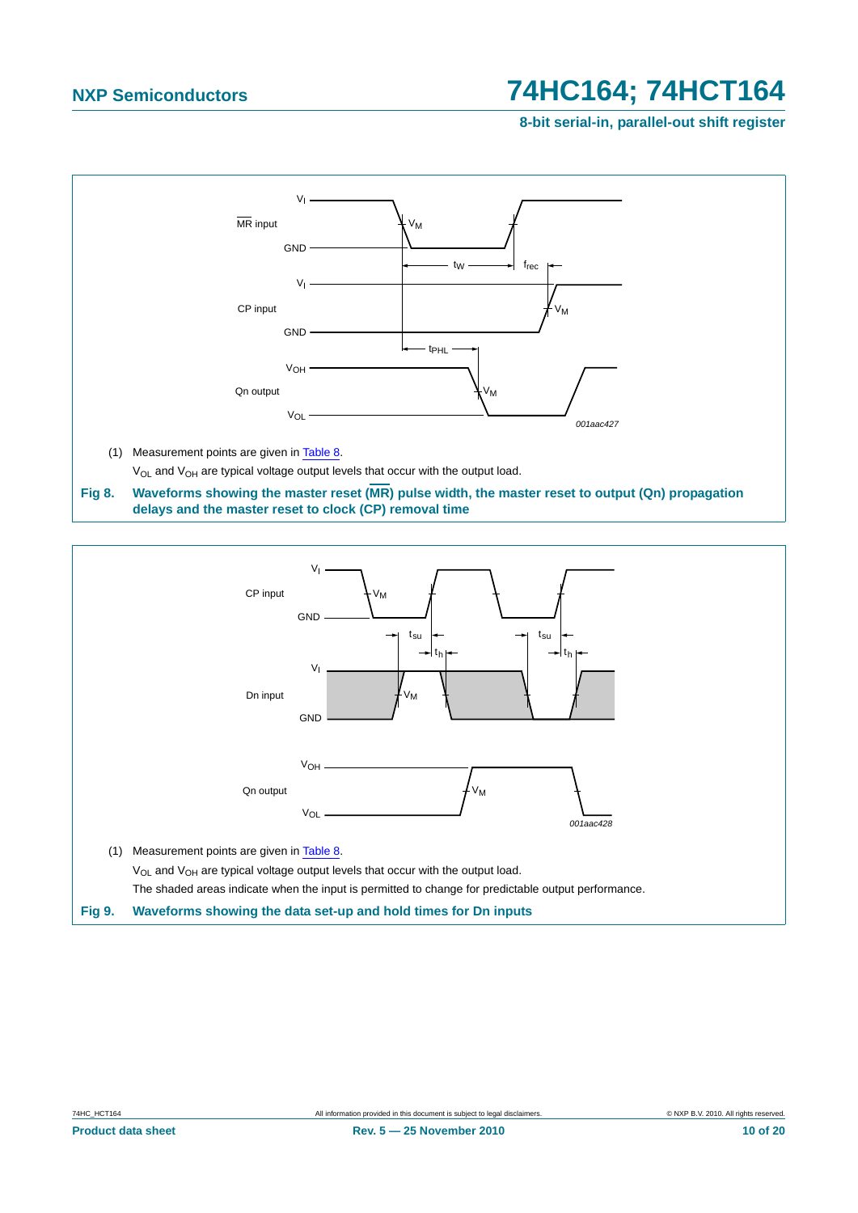(1) Measurement points are given in Table 8.

$V_{OL}$ and $V_{OH}$ are typical voltage output levels that occur with the output load.

**Fig 8. Waveforms showing the master reset ($\overline{MR}$) pulse width, the master reset to output (Qn) propagation delays and the master reset to clock (CP) removal time**

(1) Measurement points are given in Table 8.

$V_{OL}$ and $V_{OH}$ are typical voltage output levels that occur with the output load.

The shaded areas indicate when the input is permitted to change for predictable output performance.

**Fig 9. Waveforms showing the data set-up and hold times for Dn inputs**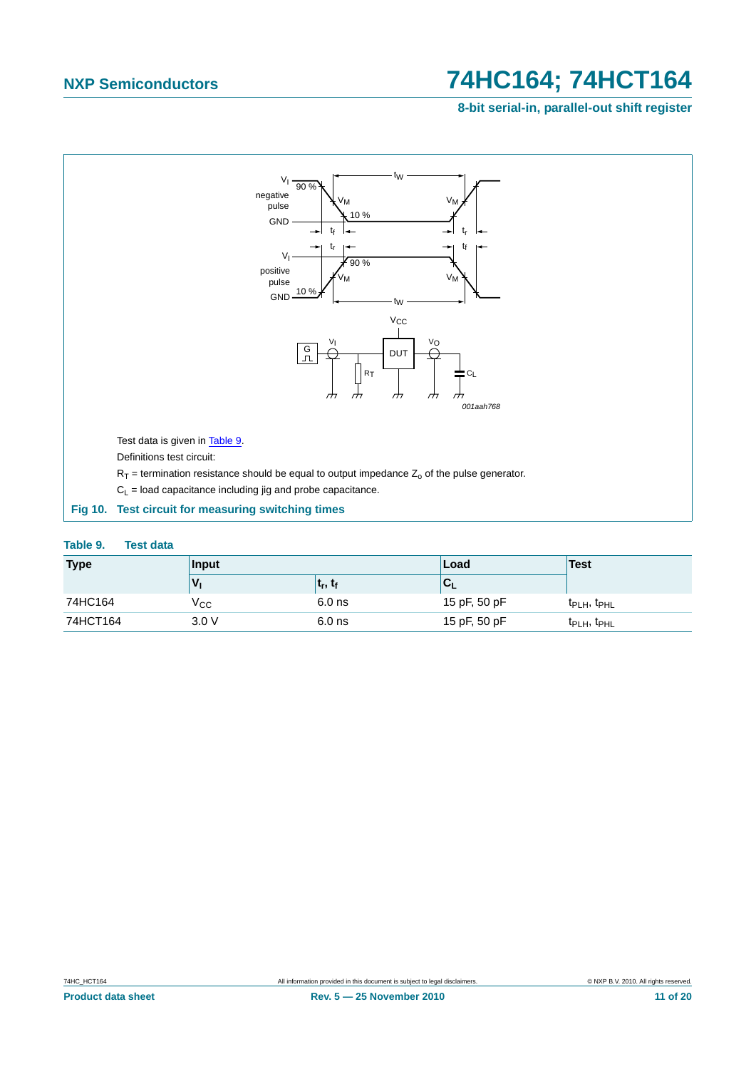Test data is given in Table 9.

Definitions test circuit:

$R_T$ = termination resistance should be equal to output impedance $Z_o$ of the pulse generator.

$C_L$ = load capacitance including jig and probe capacitance.

**Fig 10. Test circuit for measuring switching times**

**Table 9. Test data**

| Type | Input | | Load | Test |
|---|---|---|---|---|
| | $V_I$ | $t_r$, $t_f$ | $C_L$ | |
| 74HC164 | $V_{CC}$ | 6.0 ns | 15 pF, 50 pF | $t_{PLH}$, $t_{PHL}$ |
| 74HCT164 | 3.0 V | 6.0 ns | 15 pF, 50 pF | $t_{PLH}$, $t_{PHL}$ |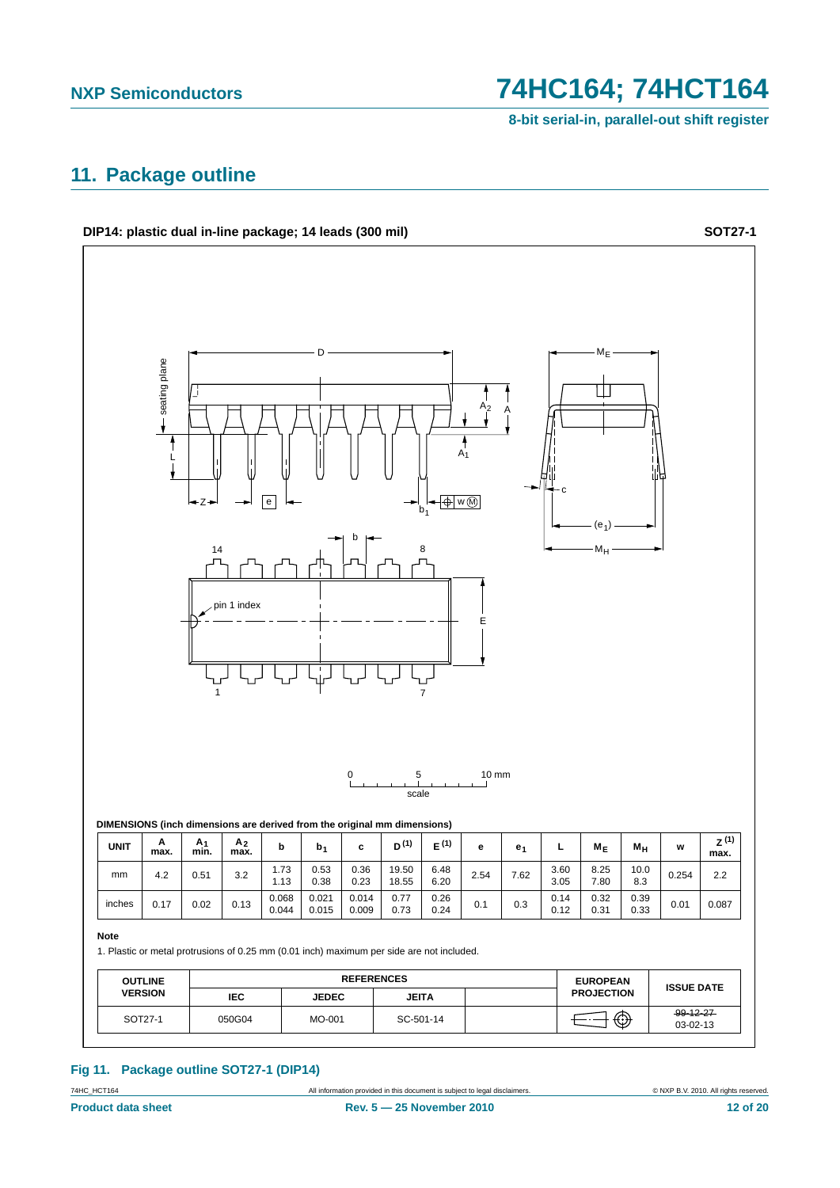## 11. Package outline

**DIP14: plastic dual in-line package; 14 leads (300 mil)** **SOT27-1**

0 5 10 mm
scale

**DIMENSIONS (inch dimensions are derived from the original mm dimensions)**

| UNIT | A max. | $A_1$ min. | $A_2$ max. | b | $b_1$ | c | D [(1)] | E [(1)] | e | $e_1$ | L | $M_E$ | $M_H$ | w | Z [(1)] max. |
|---|---|---|---|---|---|---|---|---|---|---|---|---|---|---|---|
| mm | 4.2 | 0.51 | 3.2 | 1.73<br>1.13 | 0.53<br>0.38 | 0.36<br>0.23 | 19.50<br>18.55 | 6.48<br>6.20 | 2.54 | 7.62 | 3.60<br>3.05 | 8.25<br>7.80 | 10.0<br>8.3 | 0.254 | 2.2 |
| inches | 0.17 | 0.02 | 0.13 | 0.068<br>0.044 | 0.021<br>0.015 | 0.014<br>0.009 | 0.77<br>0.73 | 0.26<br>0.24 | 0.1 | 0.3 | 0.14<br>0.12 | 0.32<br>0.31 | 0.39<br>0.33 | 0.01 | 0.087 |

**Note**

1. Plastic or metal protrusions of 0.25 mm (0.01 inch) maximum per side are not included.

| OUTLINE VERSION | REFERENCES | | | | EUROPEAN PROJECTION | ISSUE DATE |
|---|---|---|---|---|---|---|
| | IEC | JEDEC | JEITA | | | |
| SOT27-1 | 050G04 | MO-001 | SC-501-14 | | | ~~99-12-27~~<br>03-02-13 |

**Fig 11. Package outline SOT27-1 (DIP14)**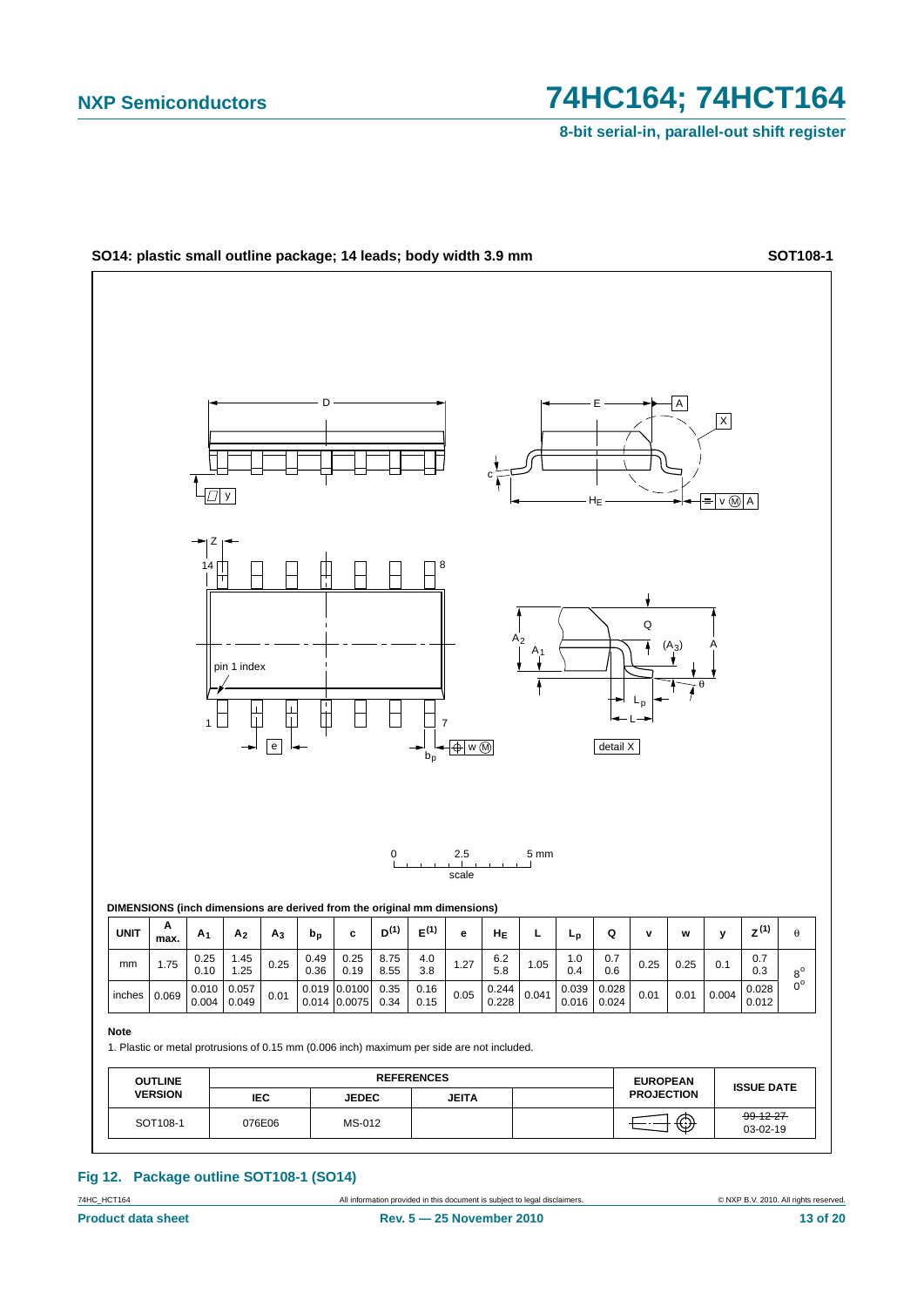## SO14: plastic small outline package; 14 leads; body width 3.9 mm

**SOT108-1**

DIMENSIONS (inch dimensions are derived from the original mm dimensions)

| UNIT | A max. | $A_1$ | $A_2$ | $A_3$ | $b_p$ | c | $D^{(1)}$ | $E^{(1)}$ | e | $H_E$ | L | $L_p$ | Q | v | w | y | $Z^{(1)}$ | θ |
|---|---|---|---|---|---|---|---|---|---|---|---|---|---|---|---|---|---|---|
| mm | 1.75 | 0.25<br>0.10 | 1.45<br>1.25 | 0.25 | 0.49<br>0.36 | 0.25<br>0.19 | 8.75<br>8.55 | 4.0<br>3.8 | 1.27 | 6.2<br>5.8 | 1.05 | 1.0<br>0.4 | 0.7<br>0.6 | 0.25 | 0.25 | 0.1 | 0.7<br>0.3 | 8°<br>0° |
| inches | 0.069 | 0.010<br>0.004 | 0.057<br>0.049 | 0.01 | 0.019<br>0.014 | 0.0100<br>0.0075 | 0.35<br>0.34 | 0.16<br>0.15 | 0.05 | 0.244<br>0.228 | 0.041 | 0.039<br>0.016 | 0.028<br>0.024 | 0.01 | 0.01 | 0.004 | 0.028<br>0.012 | |

**Note**

1. Plastic or metal protrusions of 0.15 mm (0.006 inch) maximum per side are not included.

| OUTLINE VERSION | REFERENCES | | | | EUROPEAN PROJECTION | ISSUE DATE |
|---|---|---|---|---|---|---|
| | IEC | JEDEC | JEITA | | | |
| SOT108-1 | 076E06 | MS-012 | | | | ~~99-12-27~~<br>03-02-19 |

**Fig 12. Package outline SOT108-1 (SO14)**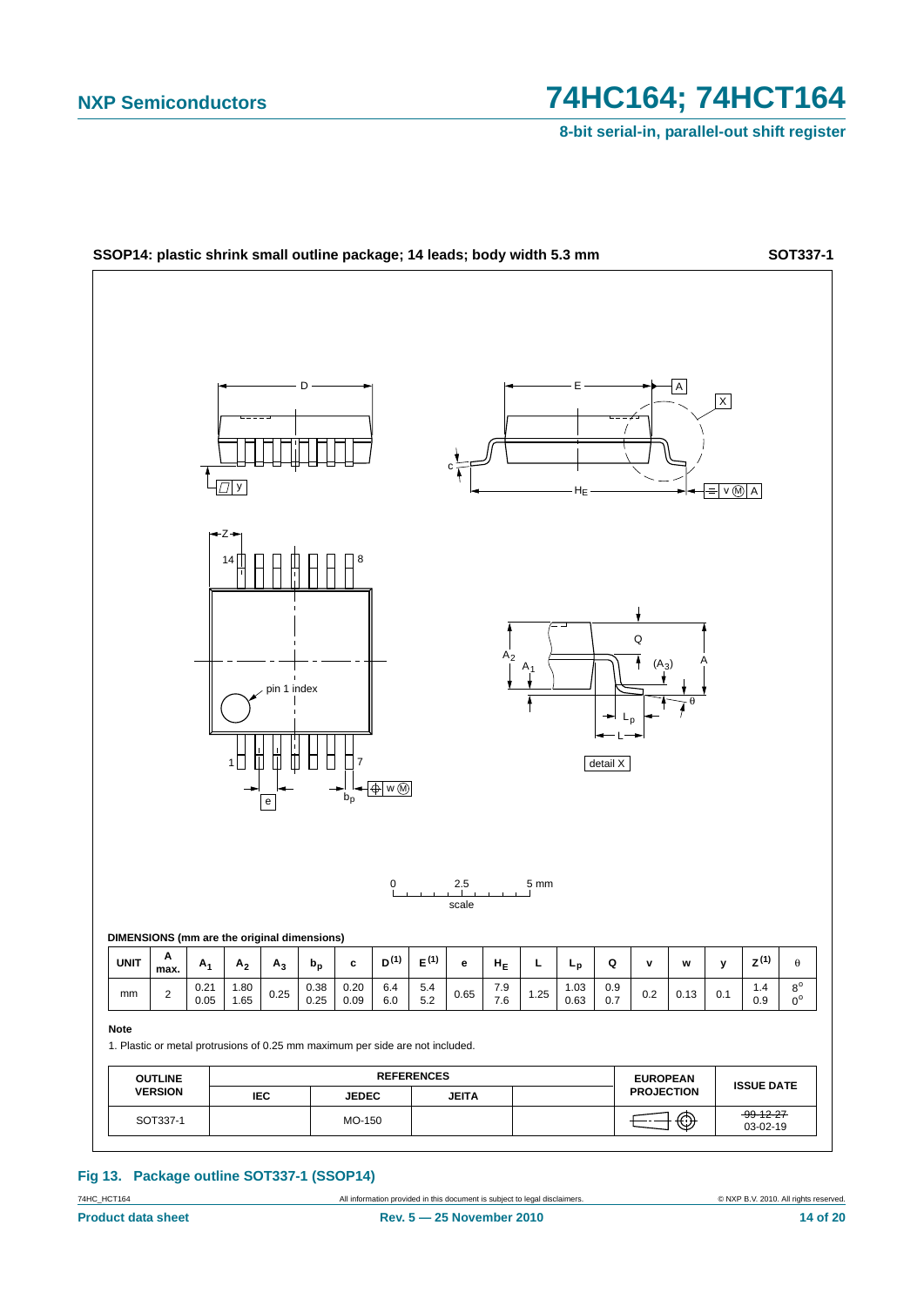**SSOP14: plastic shrink small outline package; 14 leads; body width 5.3 mm** **SOT337-1**

**DIMENSIONS (mm are the original dimensions)**

| UNIT | A max. | $A_1$ | $A_2$ | $A_3$ | $b_p$ | c | $D^{(1)}$ | $E^{(1)}$ | e | $H_E$ | L | $L_p$ | Q | v | w | y | $Z^{(1)}$ | θ |
|---|---|---|---|---|---|---|---|---|---|---|---|---|---|---|---|---|---|---|
| mm | 2 | 0.21<br>0.05 | 1.80<br>1.65 | 0.25 | 0.38<br>0.25 | 0.20<br>0.09 | 6.4<br>6.0 | 5.4<br>5.2 | 0.65 | 7.9<br>7.6 | 1.25 | 1.03<br>0.63 | 0.9<br>0.7 | 0.2 | 0.13 | 0.1 | 1.4<br>0.9 | 8°<br>0° |

**Note**

1. Plastic or metal protrusions of 0.25 mm maximum per side are not included.

| OUTLINE VERSION | REFERENCES | | | | EUROPEAN PROJECTION | ISSUE DATE |
|---|---|---|---|---|---|---|
| | IEC | JEDEC | JEITA | | | |
| SOT337-1 | | MO-150 | | | | ~~99-12-27~~<br>03-02-19 |

**Fig 13. Package outline SOT337-1 (SSOP14)**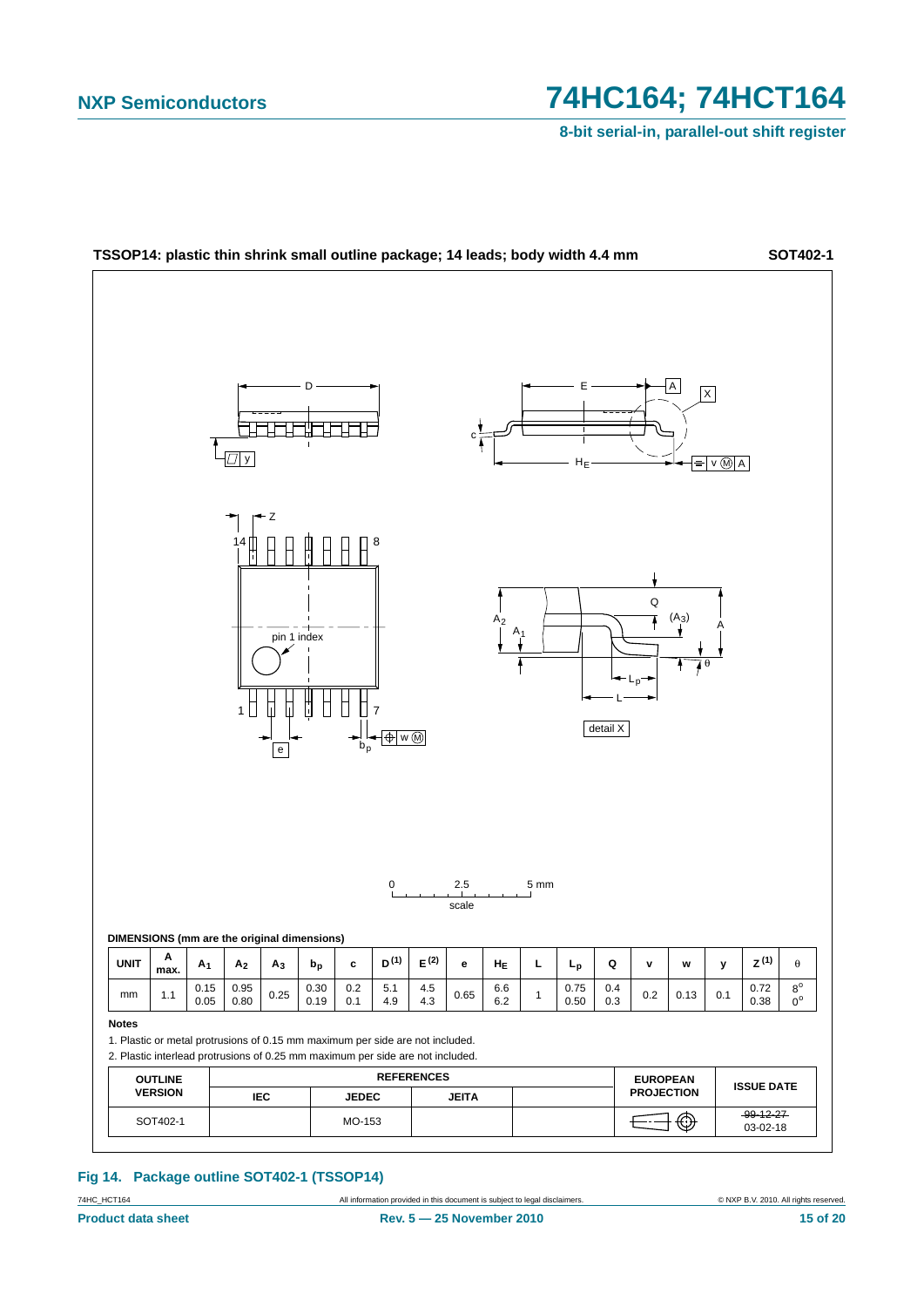**TSSOP14: plastic thin shrink small outline package; 14 leads; body width 4.4 mm** **SOT402-1**

**DIMENSIONS (mm are the original dimensions)**

| UNIT | A max. | $A_1$ | $A_2$ | $A_3$ | $b_p$ | c | $D^{(1)}$ | $E^{(2)}$ | e | $H_E$ | L | $L_p$ | Q | v | w | y | $Z^{(1)}$ | θ |
|---|---|---|---|---|---|---|---|---|---|---|---|---|---|---|---|---|---|---|
| mm | 1.1 | 0.15<br>0.05 | 0.95<br>0.80 | 0.25 | 0.30<br>0.19 | 0.2<br>0.1 | 5.1<br>4.9 | 4.5<br>4.3 | 0.65 | 6.6<br>6.2 | 1 | 0.75<br>0.50 | 0.4<br>0.3 | 0.2 | 0.13 | 0.1 | 0.72<br>0.38 | 8°<br>0° |

**Notes**

1. Plastic or metal protrusions of 0.15 mm maximum per side are not included.
2. Plastic interlead protrusions of 0.25 mm maximum per side are not included.

| OUTLINE VERSION | REFERENCES | | | | EUROPEAN PROJECTION | ISSUE DATE |
|---|---|---|---|---|---|---|
| | IEC | JEDEC | JEITA | | | |
| SOT402-1 | | MO-153 | | | | ~~99-12-27~~<br>03-02-18 |

**Fig 14. Package outline SOT402-1 (TSSOP14)**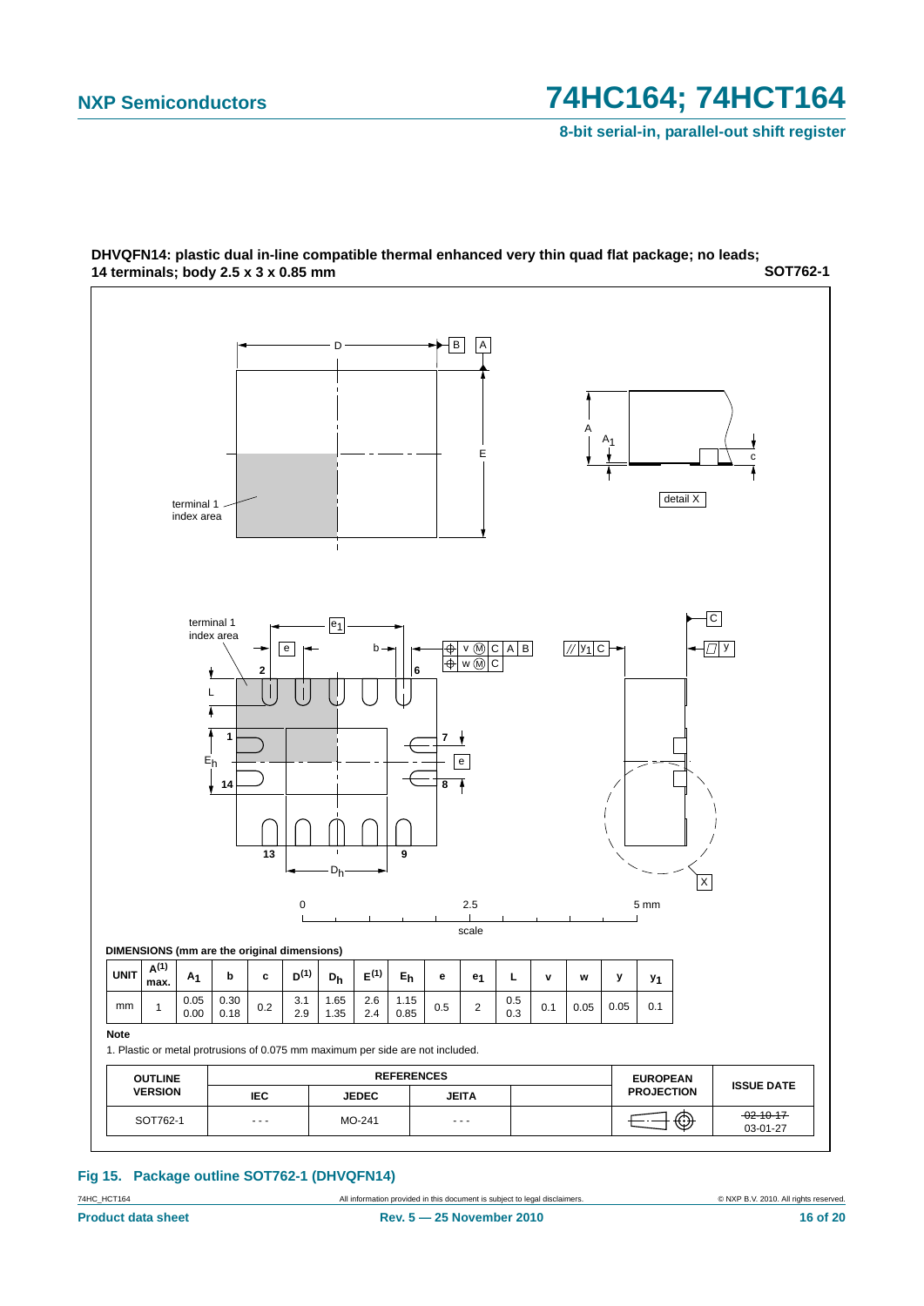**DHVQFN14: plastic dual in-line compatible thermal enhanced very thin quad flat package; no leads; 14 terminals; body 2.5 x 3 x 0.85 mm** **SOT762-1**

**DIMENSIONS (mm are the original dimensions)**

| UNIT | $A^{(1)}$ max. | $A_1$ | b | c | $D^{(1)}$ | $D_h$ | $E^{(1)}$ | $E_h$ | e | $e_1$ | L | v | w | y | $y_1$ |
|---|---|---|---|---|---|---|---|---|---|---|---|---|---|---|---|
| mm | 1 | 0.05 0.00 | 0.30 0.18 | 0.2 | 3.1 2.9 | 1.65 1.35 | 2.6 2.4 | 1.15 0.85 | 0.5 | 2 | 0.5 0.3 | 0.1 | 0.05 | 0.05 | 0.1 |

**Note**

1. Plastic or metal protrusions of 0.075 mm maximum per side are not included.

| OUTLINE VERSION | REFERENCES IEC | REFERENCES JEDEC | REFERENCES JEITA | | EUROPEAN PROJECTION | ISSUE DATE |
|---|---|---|---|---|---|---|
| SOT762-1 | - - - | MO-241 | - - - | | | ~~02-10-17~~ 03-01-27 |

**Fig 15. Package outline SOT762-1 (DHVQFN14)**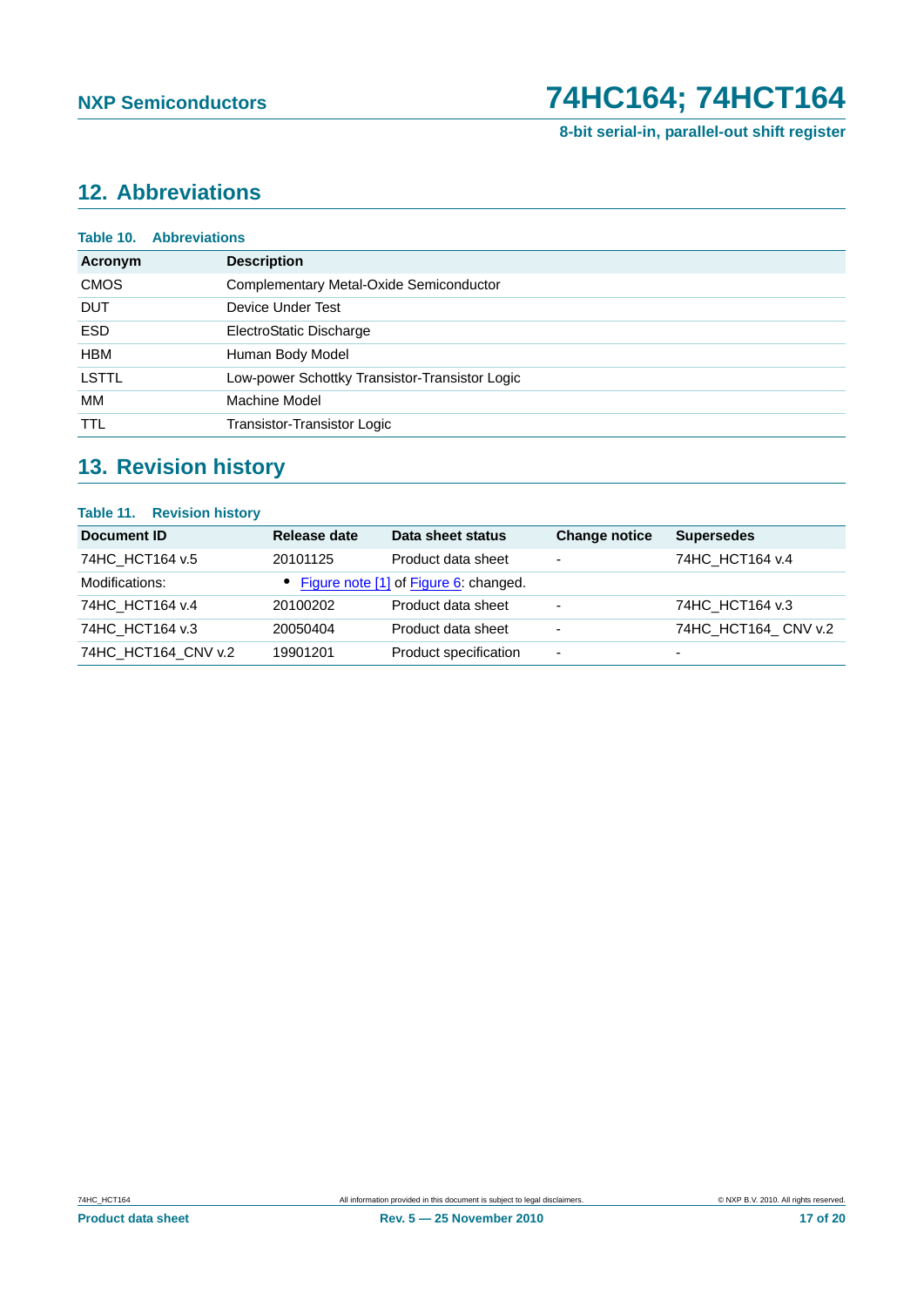## 12. Abbreviations

**Table 10. Abbreviations**

| Acronym | Description |
|---|---|
| CMOS | Complementary Metal-Oxide Semiconductor |
| DUT | Device Under Test |
| ESD | ElectroStatic Discharge |
| HBM | Human Body Model |
| LSTTL | Low-power Schottky Transistor-Transistor Logic |
| MM | Machine Model |
| TTL | Transistor-Transistor Logic |

## 13. Revision history

**Table 11. Revision history**

| Document ID | Release date | Data sheet status | Change notice | Supersedes |
|---|---|---|---|---|
| 74HC_HCT164 v.5 | 20101125 | Product data sheet | - | 74HC_HCT164 v.4 |
| Modifications: | • Figure note [1] of Figure 6: changed. | | | |
| 74HC_HCT164 v.4 | 20100202 | Product data sheet | - | 74HC_HCT164 v.3 |
| 74HC_HCT164 v.3 | 20050404 | Product data sheet | - | 74HC_HCT164_ CNV v.2 |
| 74HC_HCT164_CNV v.2 | 19901201 | Product specification | - | - |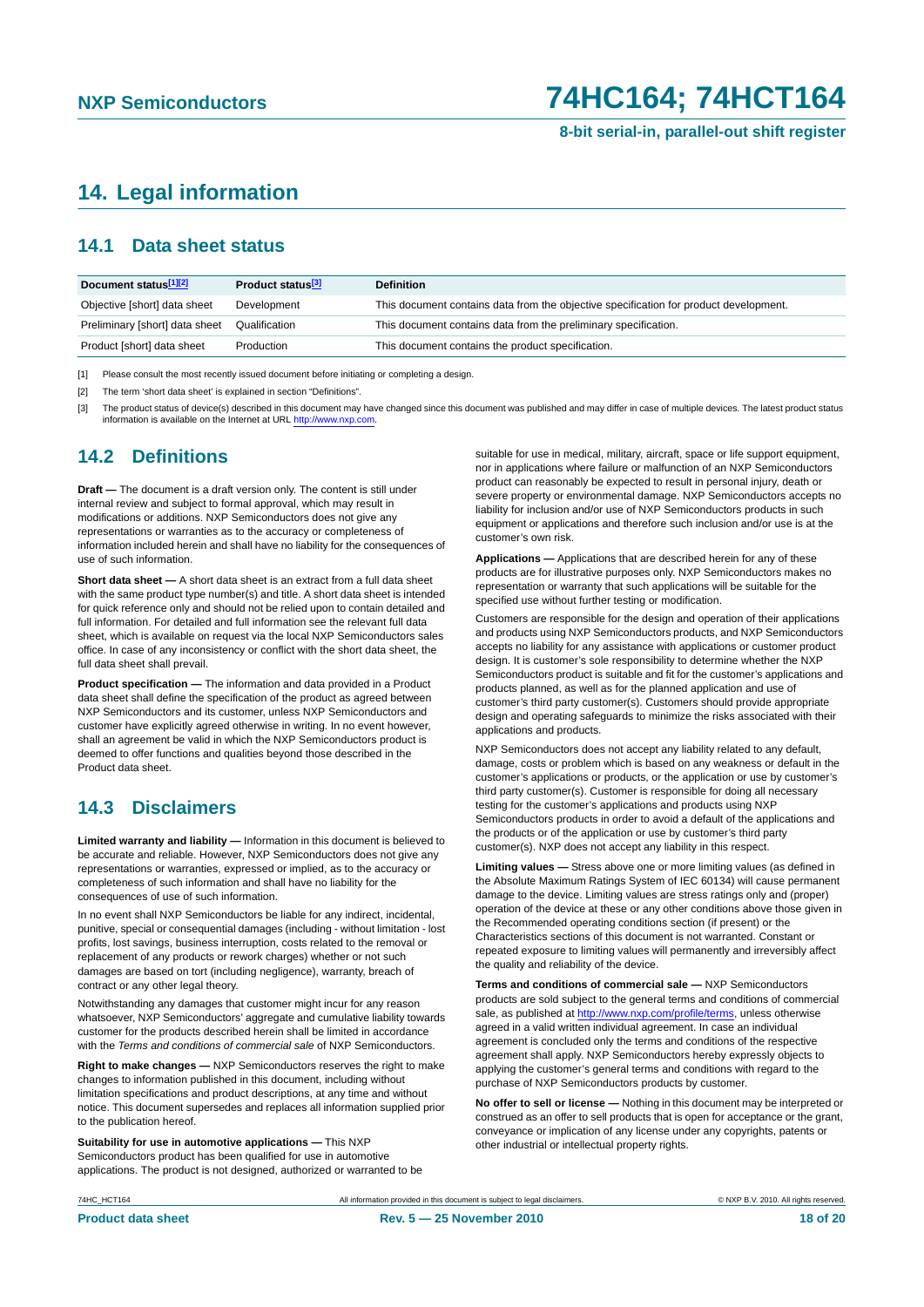# 14. Legal information

## 14.1 Data sheet status

| Document status[1][2] | Product status[3] | Definition |
|---|---|---|
| Objective [short] data sheet | Development | This document contains data from the objective specification for product development. |
| Preliminary [short] data sheet | Qualification | This document contains data from the preliminary specification. |
| Product [short] data sheet | Production | This document contains the product specification. |

[1] Please consult the most recently issued document before initiating or completing a design.

[2] The term 'short data sheet' is explained in section "Definitions".

[3] The product status of device(s) described in this document may have changed since this document was published and may differ in case of multiple devices. The latest product status information is available on the Internet at URL http://www.nxp.com.

## 14.2 Definitions

**Draft —** The document is a draft version only. The content is still under internal review and subject to formal approval, which may result in modifications or additions. NXP Semiconductors does not give any representations or warranties as to the accuracy or completeness of information included herein and shall have no liability for the consequences of use of such information.

**Short data sheet —** A short data sheet is an extract from a full data sheet with the same product type number(s) and title. A short data sheet is intended for quick reference only and should not be relied upon to contain detailed and full information. For detailed and full information see the relevant full data sheet, which is available on request via the local NXP Semiconductors sales office. In case of any inconsistency or conflict with the short data sheet, the full data sheet shall prevail.

**Product specification —** The information and data provided in a Product data sheet shall define the specification of the product as agreed between NXP Semiconductors and its customer, unless NXP Semiconductors and customer have explicitly agreed otherwise in writing. In no event however, shall an agreement be valid in which the NXP Semiconductors product is deemed to offer functions and qualities beyond those described in the Product data sheet.

## 14.3 Disclaimers

**Limited warranty and liability —** Information in this document is believed to be accurate and reliable. However, NXP Semiconductors does not give any representations or warranties, expressed or implied, as to the accuracy or completeness of such information and shall have no liability for the consequences of use of such information.

In no event shall NXP Semiconductors be liable for any indirect, incidental, punitive, special or consequential damages (including - without limitation - lost profits, lost savings, business interruption, costs related to the removal or replacement of any products or rework charges) whether or not such damages are based on tort (including negligence), warranty, breach of contract or any other legal theory.

Notwithstanding any damages that customer might incur for any reason whatsoever, NXP Semiconductors' aggregate and cumulative liability towards customer for the products described herein shall be limited in accordance with the *Terms and conditions of commercial sale* of NXP Semiconductors.

**Right to make changes —** NXP Semiconductors reserves the right to make changes to information published in this document, including without limitation specifications and product descriptions, at any time and without notice. This document supersedes and replaces all information supplied prior to the publication hereof.

**Suitability for use in automotive applications —** This NXP Semiconductors product has been qualified for use in automotive applications. The product is not designed, authorized or warranted to be suitable for use in medical, military, aircraft, space or life support equipment, nor in applications where failure or malfunction of an NXP Semiconductors product can reasonably be expected to result in personal injury, death or severe property or environmental damage. NXP Semiconductors accepts no liability for inclusion and/or use of NXP Semiconductors products in such equipment or applications and therefore such inclusion and/or use is at the customer's own risk.

**Applications —** Applications that are described herein for any of these products are for illustrative purposes only. NXP Semiconductors makes no representation or warranty that such applications will be suitable for the specified use without further testing or modification.

Customers are responsible for the design and operation of their applications and products using NXP Semiconductors products, and NXP Semiconductors accepts no liability for any assistance with applications or customer product design. It is customer's sole responsibility to determine whether the NXP Semiconductors product is suitable and fit for the customer's applications and products planned, as well as for the planned application and use of customer's third party customer(s). Customers should provide appropriate design and operating safeguards to minimize the risks associated with their applications and products.

NXP Semiconductors does not accept any liability related to any default, damage, costs or problem which is based on any weakness or default in the customer's applications or products, or the application or use by customer's third party customer(s). Customer is responsible for doing all necessary testing for the customer's applications and products using NXP Semiconductors products in order to avoid a default of the applications and the products or of the application or use by customer's third party customer(s). NXP does not accept any liability in this respect.

**Limiting values —** Stress above one or more limiting values (as defined in the Absolute Maximum Ratings System of IEC 60134) will cause permanent damage to the device. Limiting values are stress ratings only and (proper) operation of the device at these or any other conditions above those given in the Recommended operating conditions section (if present) or the Characteristics sections of this document is not warranted. Constant or repeated exposure to limiting values will permanently and irreversibly affect the quality and reliability of the device.

**Terms and conditions of commercial sale —** NXP Semiconductors products are sold subject to the general terms and conditions of commercial sale, as published at http://www.nxp.com/profile/terms, unless otherwise agreed in a valid written individual agreement. In case an individual agreement is concluded only the terms and conditions of the respective agreement shall apply. NXP Semiconductors hereby expressly objects to applying the customer's general terms and conditions with regard to the purchase of NXP Semiconductors products by customer.

**No offer to sell or license —** Nothing in this document may be interpreted or construed as an offer to sell products that is open for acceptance or the grant, conveyance or implication of any license under any copyrights, patents or other industrial or intellectual property rights.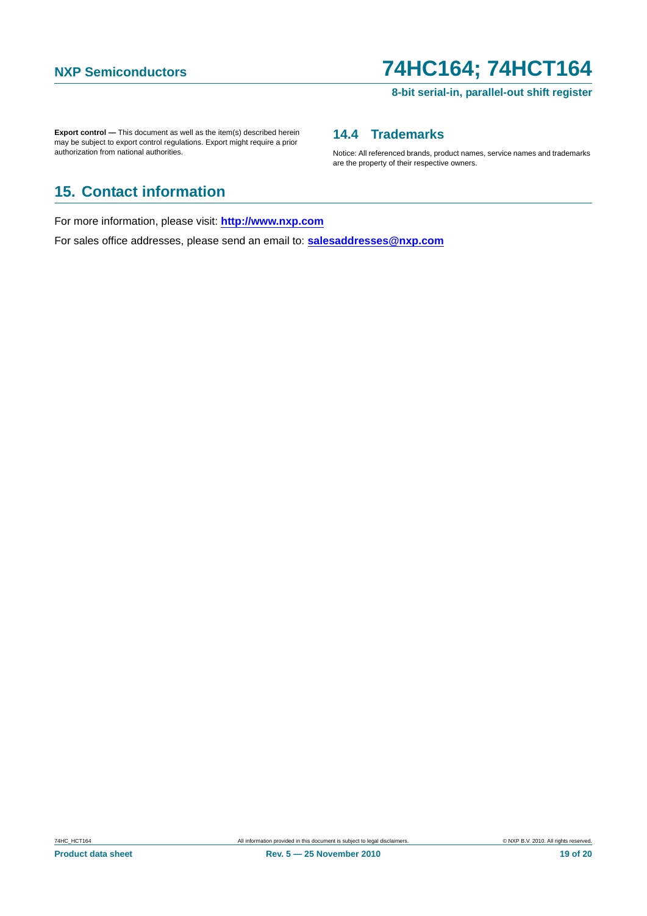**Export control —** This document as well as the item(s) described herein may be subject to export control regulations. Export might require a prior authorization from national authorities.

### 14.4 Trademarks

Notice: All referenced brands, product names, service names and trademarks are the property of their respective owners.

## 15. Contact information

For more information, please visit: **http://www.nxp.com**

For sales office addresses, please send an email to: **salesaddresses@nxp.com**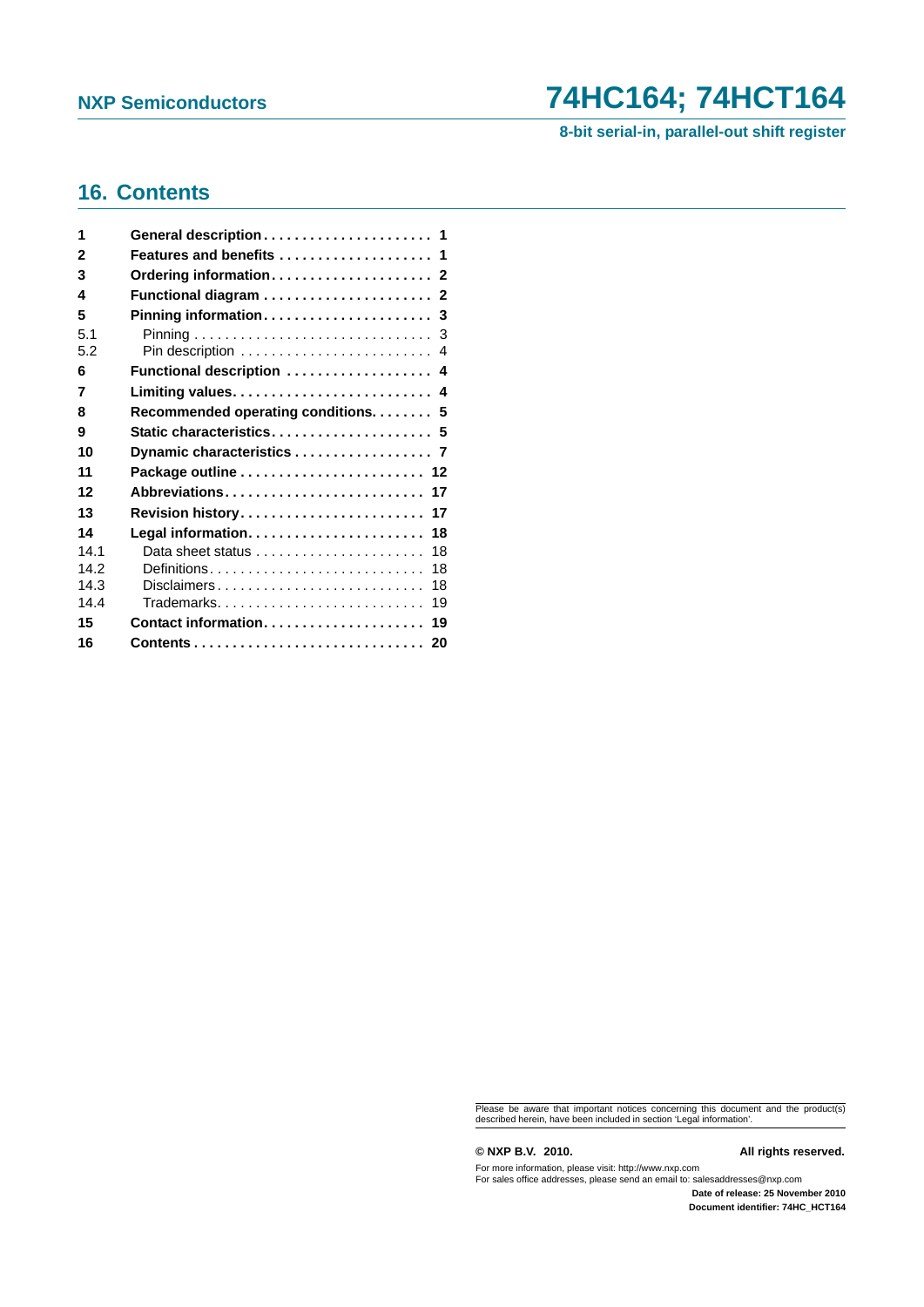## 16. Contents

| | | |
|---|---|---|
| **1** | **General description** | **1** |
| **2** | **Features and benefits** | **1** |
| **3** | **Ordering information** | **2** |
| **4** | **Functional diagram** | **2** |
| **5** | **Pinning information** | **3** |
| 5.1 | Pinning | 3 |
| 5.2 | Pin description | 4 |
| **6** | **Functional description** | **4** |
| **7** | **Limiting values** | **4** |
| **8** | **Recommended operating conditions** | **5** |
| **9** | **Static characteristics** | **5** |
| **10** | **Dynamic characteristics** | **7** |
| **11** | **Package outline** | **12** |
| **12** | **Abbreviations** | **17** |
| **13** | **Revision history** | **17** |
| **14** | **Legal information** | **18** |
| 14.1 | Data sheet status | 18 |
| 14.2 | Definitions | 18 |
| 14.3 | Disclaimers | 18 |
| 14.4 | Trademarks | 19 |
| **15** | **Contact information** | **19** |
| **16** | **Contents** | **20** |

Please be aware that important notices concerning this document and the product(s) described herein, have been included in section 'Legal information'.

**© NXP B.V. 2010.** **All rights reserved.**

For more information, please visit: http://www.nxp.com
For sales office addresses, please send an email to: salesaddresses@nxp.com

**Date of release: 25 November 2010**

**Document identifier: 74HC_HCT164**